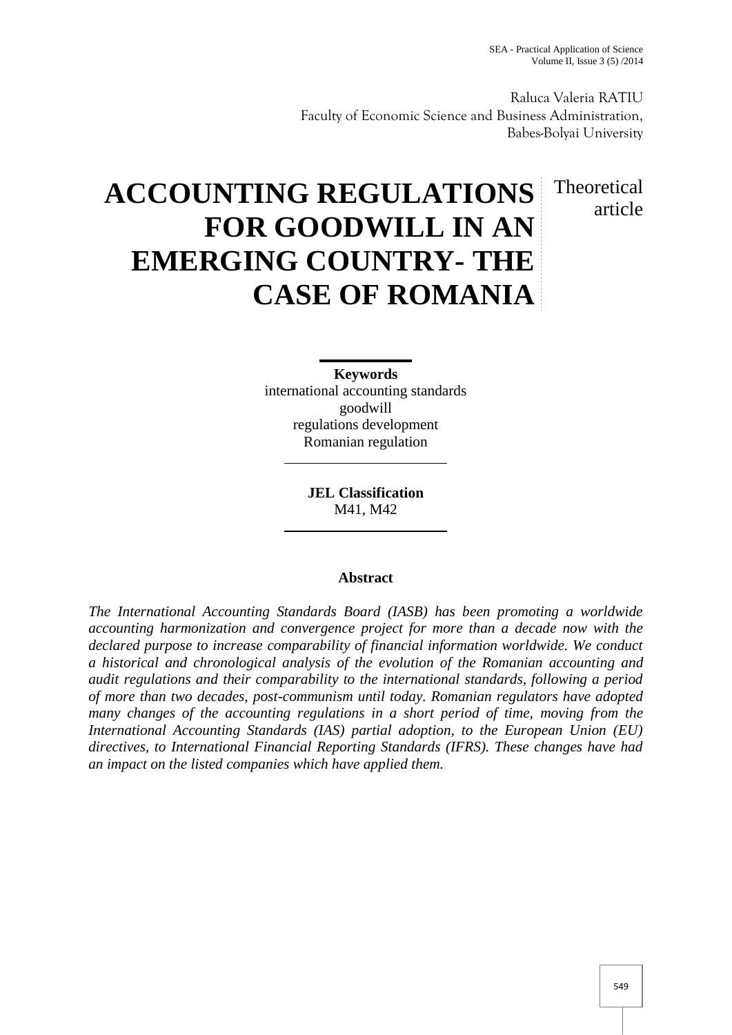Raluca Valeria RATIU
Faculty of Economic Science and Business Administration,
Babes-Bolyai University

# ACCOUNTING REGULATIONS FOR GOODWILL IN AN EMERGING COUNTRY- THE CASE OF ROMANIA

Theoretical article

**Keywords**

international accounting standards
goodwill
regulations development
Romanian regulation

**JEL Classification**

M41, M42

## Abstract

*The International Accounting Standards Board (IASB) has been promoting a worldwide accounting harmonization and convergence project for more than a decade now with the declared purpose to increase comparability of financial information worldwide. We conduct a historical and chronological analysis of the evolution of the Romanian accounting and audit regulations and their comparability to the international standards, following a period of more than two decades, post-communism until today. Romanian regulators have adopted many changes of the accounting regulations in a short period of time, moving from the International Accounting Standards (IAS) partial adoption, to the European Union (EU) directives, to International Financial Reporting Standards (IFRS). These changes have had an impact on the listed companies which have applied them.*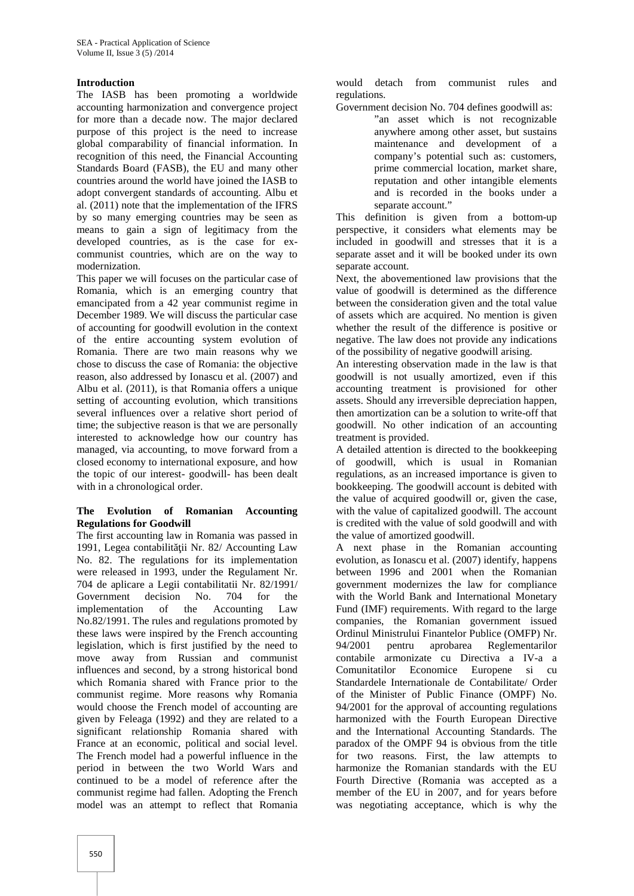**Introduction**

The IASB has been promoting a worldwide accounting harmonization and convergence project for more than a decade now. The major declared purpose of this project is the need to increase global comparability of financial information. In recognition of this need, the Financial Accounting Standards Board (FASB), the EU and many other countries around the world have joined the IASB to adopt convergent standards of accounting. Albu et al. (2011) note that the implementation of the IFRS by so many emerging countries may be seen as means to gain a sign of legitimacy from the developed countries, as is the case for ex-communist countries, which are on the way to modernization.

This paper we will focuses on the particular case of Romania, which is an emerging country that emancipated from a 42 year communist regime in December 1989. We will discuss the particular case of accounting for goodwill evolution in the context of the entire accounting system evolution of Romania. There are two main reasons why we chose to discuss the case of Romania: the objective reason, also addressed by Ionascu et al. (2007) and Albu et al. (2011), is that Romania offers a unique setting of accounting evolution, which transitions several influences over a relative short period of time; the subjective reason is that we are personally interested to acknowledge how our country has managed, via accounting, to move forward from a closed economy to international exposure, and how the topic of our interest- goodwill- has been dealt with in a chronological order.

**The Evolution of Romanian Accounting Regulations for Goodwill**

The first accounting law in Romania was passed in 1991, Legea contabilităţii Nr. 82/ Accounting Law No. 82. The regulations for its implementation were released in 1993, under the Regulament Nr. 704 de aplicare a Legii contabilitatii Nr. 82/1991/ Government decision No. 704 for the implementation of the Accounting Law No.82/1991. The rules and regulations promoted by these laws were inspired by the French accounting legislation, which is first justified by the need to move away from Russian and communist influences and second, by a strong historical bond which Romania shared with France prior to the communist regime. More reasons why Romania would choose the French model of accounting are given by Feleaga (1992) and they are related to a significant relationship Romania shared with France at an economic, political and social level. The French model had a powerful influence in the period in between the two World Wars and continued to be a model of reference after the communist regime had fallen. Adopting the French model was an attempt to reflect that Romania would detach from communist rules and regulations.

Government decision No. 704 defines goodwill as:

> "an asset which is not recognizable anywhere among other asset, but sustains maintenance and development of a company's potential such as: customers, prime commercial location, market share, reputation and other intangible elements and is recorded in the books under a separate account."

This definition is given from a bottom-up perspective, it considers what elements may be included in goodwill and stresses that it is a separate asset and it will be booked under its own separate account.

Next, the abovementioned law provisions that the value of goodwill is determined as the difference between the consideration given and the total value of assets which are acquired. No mention is given whether the result of the difference is positive or negative. The law does not provide any indications of the possibility of negative goodwill arising.

An interesting observation made in the law is that goodwill is not usually amortized, even if this accounting treatment is provisioned for other assets. Should any irreversible depreciation happen, then amortization can be a solution to write-off that goodwill. No other indication of an accounting treatment is provided.

A detailed attention is directed to the bookkeeping of goodwill, which is usual in Romanian regulations, as an increased importance is given to bookkeeping. The goodwill account is debited with the value of acquired goodwill or, given the case, with the value of capitalized goodwill. The account is credited with the value of sold goodwill and with the value of amortized goodwill.

A next phase in the Romanian accounting evolution, as Ionascu et al. (2007) identify, happens between 1996 and 2001 when the Romanian government modernizes the law for compliance with the World Bank and International Monetary Fund (IMF) requirements. With regard to the large companies, the Romanian government issued Ordinul Ministrului Finantelor Publice (OMFP) Nr. 94/2001 pentru aprobarea Reglementarilor contabile armonizate cu Directiva a IV-a a Comunitatilor Economice Europene si cu Standardele Internationale de Contabilitate/ Order of the Minister of Public Finance (OMPF) No. 94/2001 for the approval of accounting regulations harmonized with the Fourth European Directive and the International Accounting Standards. The paradox of the OMPF 94 is obvious from the title for two reasons. First, the law attempts to harmonize the Romanian standards with the EU Fourth Directive (Romania was accepted as a member of the EU in 2007, and for years before was negotiating acceptance, which is why the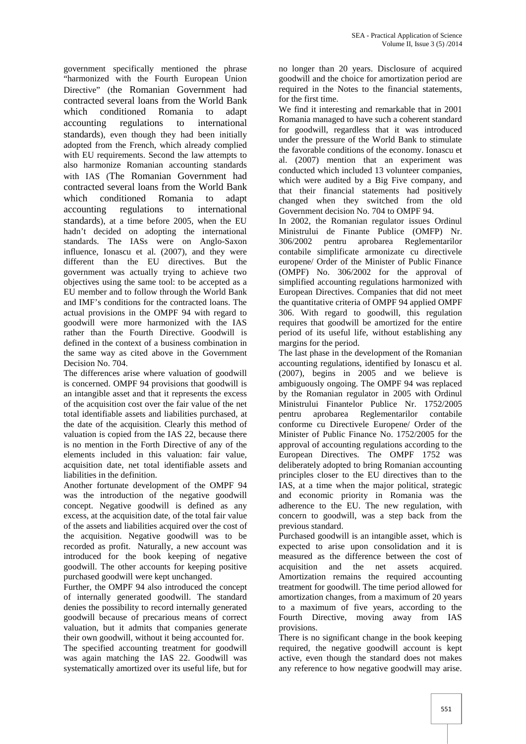government specifically mentioned the phrase "harmonized with the Fourth European Union Directive" (the Romanian Government had contracted several loans from the World Bank which conditioned Romania to adapt accounting regulations to international standards), even though they had been initially adopted from the French, which already complied with EU requirements. Second the law attempts to also harmonize Romanian accounting standards with IAS (The Romanian Government had contracted several loans from the World Bank which conditioned Romania to adapt accounting regulations to international standards), at a time before 2005, when the EU hadn't decided on adopting the international standards. The IASs were on Anglo-Saxon influence, Ionascu et al. (2007), and they were different than the EU directives. But the government was actually trying to achieve two objectives using the same tool: to be accepted as a EU member and to follow through the World Bank and IMF's conditions for the contracted loans. The actual provisions in the OMPF 94 with regard to goodwill were more harmonized with the IAS rather than the Fourth Directive. Goodwill is defined in the context of a business combination in the same way as cited above in the Government Decision No. 704.

The differences arise where valuation of goodwill is concerned. OMPF 94 provisions that goodwill is an intangible asset and that it represents the excess of the acquisition cost over the fair value of the net total identifiable assets and liabilities purchased, at the date of the acquisition. Clearly this method of valuation is copied from the IAS 22, because there is no mention in the Forth Directive of any of the elements included in this valuation: fair value, acquisition date, net total identifiable assets and liabilities in the definition.

Another fortunate development of the OMPF 94 was the introduction of the negative goodwill concept. Negative goodwill is defined as any excess, at the acquisition date, of the total fair value of the assets and liabilities acquired over the cost of the acquisition. Negative goodwill was to be recorded as profit. Naturally, a new account was introduced for the book keeping of negative goodwill. The other accounts for keeping positive purchased goodwill were kept unchanged.

Further, the OMPF 94 also introduced the concept of internally generated goodwill. The standard denies the possibility to record internally generated goodwill because of precarious means of correct valuation, but it admits that companies generate their own goodwill, without it being accounted for.

The specified accounting treatment for goodwill was again matching the IAS 22. Goodwill was systematically amortized over its useful life, but for no longer than 20 years. Disclosure of acquired goodwill and the choice for amortization period are required in the Notes to the financial statements, for the first time.

We find it interesting and remarkable that in 2001 Romania managed to have such a coherent standard for goodwill, regardless that it was introduced under the pressure of the World Bank to stimulate the favorable conditions of the economy. Ionascu et al. (2007) mention that an experiment was conducted which included 13 volunteer companies, which were audited by a Big Five company, and that their financial statements had positively changed when they switched from the old Government decision No. 704 to OMPF 94.

In 2002, the Romanian regulator issues Ordinul Ministrului de Finante Publice (OMFP) Nr. 306/2002 pentru aprobarea Reglementarilor contabile simplificate armonizate cu directivele europene/ Order of the Minister of Public Finance (OMPF) No. 306/2002 for the approval of simplified accounting regulations harmonized with European Directives. Companies that did not meet the quantitative criteria of OMPF 94 applied OMPF 306. With regard to goodwill, this regulation requires that goodwill be amortized for the entire period of its useful life, without establishing any margins for the period.

The last phase in the development of the Romanian accounting regulations, identified by Ionascu et al. (2007), begins in 2005 and we believe is ambiguously ongoing. The OMPF 94 was replaced by the Romanian regulator in 2005 with Ordinul Ministrului Finantelor Publice Nr. 1752/2005 pentru aprobarea Reglementarilor contabile conforme cu Directivele Europene/ Order of the Minister of Public Finance No. 1752/2005 for the approval of accounting regulations according to the European Directives. The OMPF 1752 was deliberately adopted to bring Romanian accounting principles closer to the EU directives than to the IAS, at a time when the major political, strategic and economic priority in Romania was the adherence to the EU. The new regulation, with concern to goodwill, was a step back from the previous standard.

Purchased goodwill is an intangible asset, which is expected to arise upon consolidation and it is measured as the difference between the cost of acquisition and the net assets acquired. Amortization remains the required accounting treatment for goodwill. The time period allowed for amortization changes, from a maximum of 20 years to a maximum of five years, according to the Fourth Directive, moving away from IAS provisions.

There is no significant change in the book keeping required, the negative goodwill account is kept active, even though the standard does not makes any reference to how negative goodwill may arise.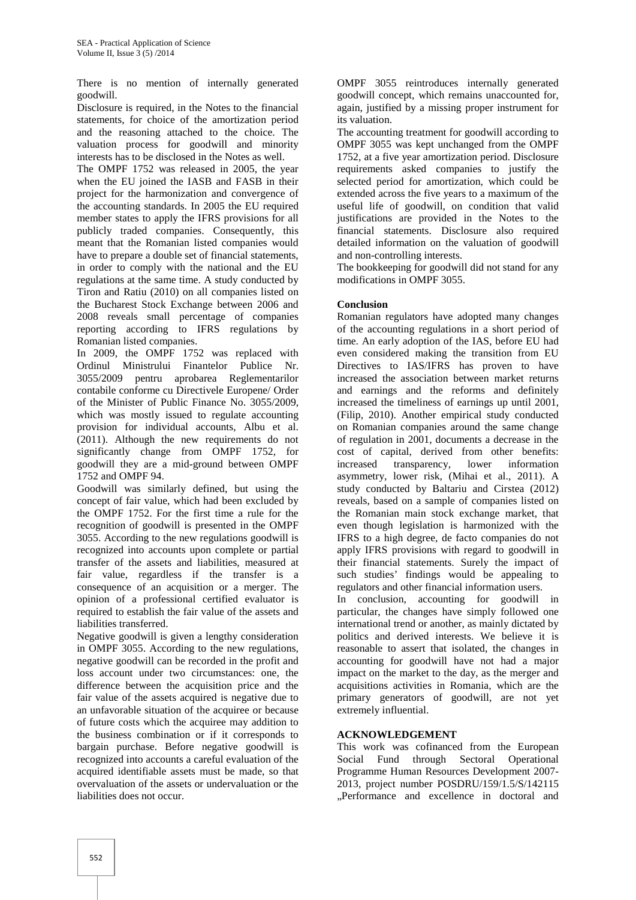There is no mention of internally generated goodwill.

Disclosure is required, in the Notes to the financial statements, for choice of the amortization period and the reasoning attached to the choice. The valuation process for goodwill and minority interests has to be disclosed in the Notes as well.

The OMPF 1752 was released in 2005, the year when the EU joined the IASB and FASB in their project for the harmonization and convergence of the accounting standards. In 2005 the EU required member states to apply the IFRS provisions for all publicly traded companies. Consequently, this meant that the Romanian listed companies would have to prepare a double set of financial statements, in order to comply with the national and the EU regulations at the same time. A study conducted by Tiron and Ratiu (2010) on all companies listed on the Bucharest Stock Exchange between 2006 and 2008 reveals small percentage of companies reporting according to IFRS regulations by Romanian listed companies.

In 2009, the OMPF 1752 was replaced with Ordinul Ministrului Finantelor Publice Nr. 3055/2009 pentru aprobarea Reglementarilor contabile conforme cu Directivele Europene/ Order of the Minister of Public Finance No. 3055/2009, which was mostly issued to regulate accounting provision for individual accounts, Albu et al. (2011). Although the new requirements do not significantly change from OMPF 1752, for goodwill they are a mid-ground between OMPF 1752 and OMPF 94.

Goodwill was similarly defined, but using the concept of fair value, which had been excluded by the OMPF 1752. For the first time a rule for the recognition of goodwill is presented in the OMPF 3055. According to the new regulations goodwill is recognized into accounts upon complete or partial transfer of the assets and liabilities, measured at fair value, regardless if the transfer is a consequence of an acquisition or a merger. The opinion of a professional certified evaluator is required to establish the fair value of the assets and liabilities transferred.

Negative goodwill is given a lengthy consideration in OMPF 3055. According to the new regulations, negative goodwill can be recorded in the profit and loss account under two circumstances: one, the difference between the acquisition price and the fair value of the assets acquired is negative due to an unfavorable situation of the acquiree or because of future costs which the acquiree may addition to the business combination or if it corresponds to bargain purchase. Before negative goodwill is recognized into accounts a careful evaluation of the acquired identifiable assets must be made, so that overvaluation of the assets or undervaluation or the liabilities does not occur.

OMPF 3055 reintroduces internally generated goodwill concept, which remains unaccounted for, again, justified by a missing proper instrument for its valuation.

The accounting treatment for goodwill according to OMPF 3055 was kept unchanged from the OMPF 1752, at a five year amortization period. Disclosure requirements asked companies to justify the selected period for amortization, which could be extended across the five years to a maximum of the useful life of goodwill, on condition that valid justifications are provided in the Notes to the financial statements. Disclosure also required detailed information on the valuation of goodwill and non-controlling interests.

The bookkeeping for goodwill did not stand for any modifications in OMPF 3055.

**Conclusion**

Romanian regulators have adopted many changes of the accounting regulations in a short period of time. An early adoption of the IAS, before EU had even considered making the transition from EU Directives to IAS/IFRS has proven to have increased the association between market returns and earnings and the reforms and definitely increased the timeliness of earnings up until 2001, (Filip, 2010). Another empirical study conducted on Romanian companies around the same change of regulation in 2001, documents a decrease in the cost of capital, derived from other benefits: increased transparency, lower information asymmetry, lower risk, (Mihai et al., 2011). A study conducted by Baltariu and Cirstea (2012) reveals, based on a sample of companies listed on the Romanian main stock exchange market, that even though legislation is harmonized with the IFRS to a high degree, de facto companies do not apply IFRS provisions with regard to goodwill in their financial statements. Surely the impact of such studies' findings would be appealing to regulators and other financial information users.

In conclusion, accounting for goodwill in particular, the changes have simply followed one international trend or another, as mainly dictated by politics and derived interests. We believe it is reasonable to assert that isolated, the changes in accounting for goodwill have not had a major impact on the market to the day, as the merger and acquisitions activities in Romania, which are the primary generators of goodwill, are not yet extremely influential.

**ACKNOWLEDGEMENT**

This work was cofinanced from the European Social Fund through Sectoral Operational Programme Human Resources Development 2007-2013, project number POSDRU/159/1.5/S/142115 „Performance and excellence in doctoral and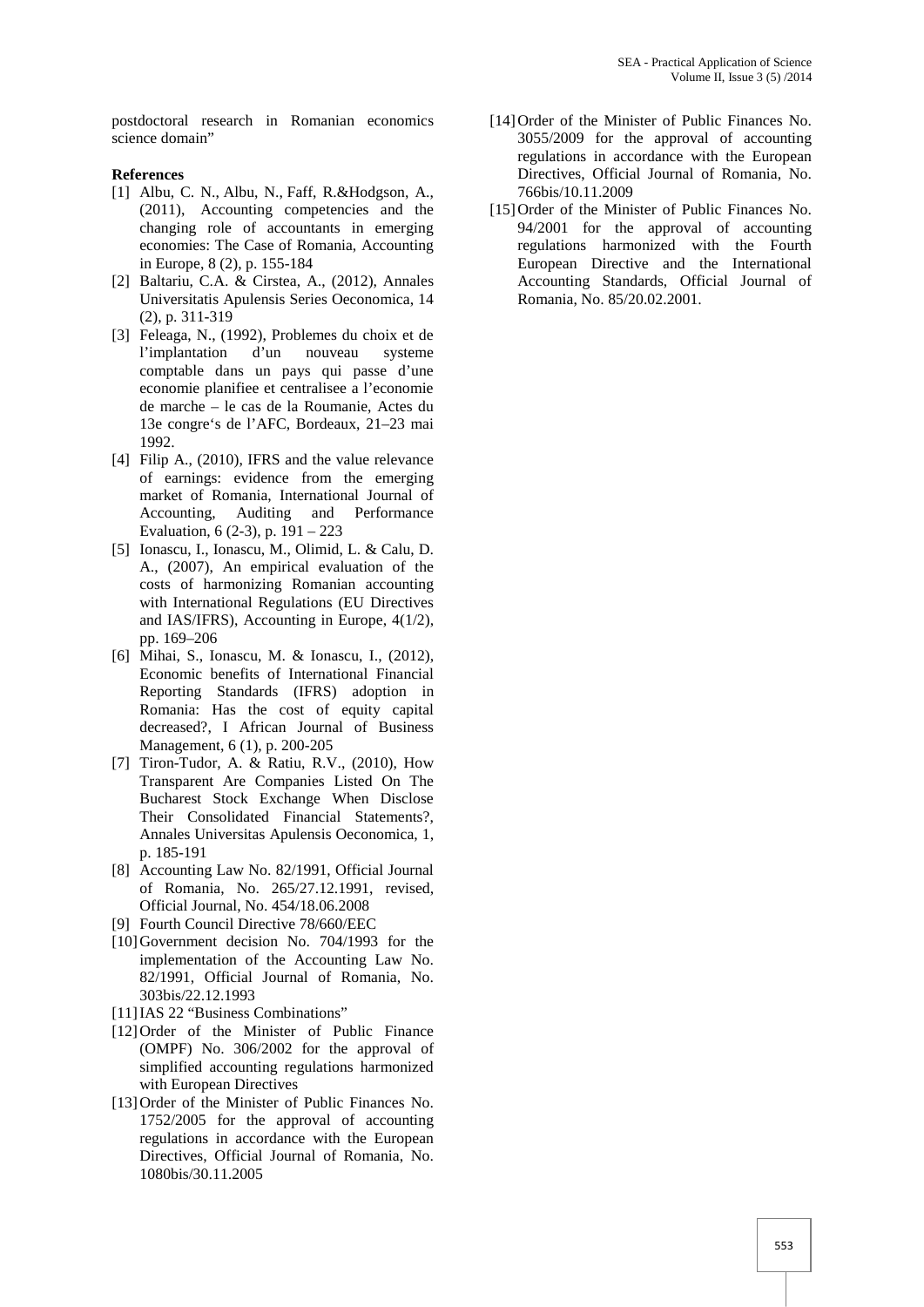postdoctoral research in Romanian economics science domain"

**References**

[1] Albu, C. N., Albu, N., Faff, R.&Hodgson, A., (2011), Accounting competencies and the changing role of accountants in emerging economies: The Case of Romania, Accounting in Europe, 8 (2), p. 155-184

[2] Baltariu, C.A. & Cirstea, A., (2012), Annales Universitatis Apulensis Series Oeconomica, 14 (2), p. 311-319

[3] Feleaga, N., (1992), Problemes du choix et de l'implantation d'un nouveau systeme comptable dans un pays qui passe d'une economie planifiee et centralisee a l'economie de marche – le cas de la Roumanie, Actes du 13e congre's de l'AFC, Bordeaux, 21–23 mai 1992.

[4] Filip A., (2010), IFRS and the value relevance of earnings: evidence from the emerging market of Romania, International Journal of Accounting, Auditing and Performance Evaluation, 6 (2-3), p. 191 – 223

[5] Ionascu, I., Ionascu, M., Olimid, L. & Calu, D. A., (2007), An empirical evaluation of the costs of harmonizing Romanian accounting with International Regulations (EU Directives and IAS/IFRS), Accounting in Europe, 4(1/2), pp. 169–206

[6] Mihai, S., Ionascu, M. & Ionascu, I., (2012), Economic benefits of International Financial Reporting Standards (IFRS) adoption in Romania: Has the cost of equity capital decreased?, I African Journal of Business Management, 6 (1), p. 200-205

[7] Tiron-Tudor, A. & Ratiu, R.V., (2010), How Transparent Are Companies Listed On The Bucharest Stock Exchange When Disclose Their Consolidated Financial Statements?, Annales Universitas Apulensis Oeconomica, 1, p. 185-191

[8] Accounting Law No. 82/1991, Official Journal of Romania, No. 265/27.12.1991, revised, Official Journal, No. 454/18.06.2008

[9] Fourth Council Directive 78/660/EEC

[10] Government decision No. 704/1993 for the implementation of the Accounting Law No. 82/1991, Official Journal of Romania, No. 303bis/22.12.1993

[11] IAS 22 "Business Combinations"

[12] Order of the Minister of Public Finance (OMPF) No. 306/2002 for the approval of simplified accounting regulations harmonized with European Directives

[13] Order of the Minister of Public Finances No. 1752/2005 for the approval of accounting regulations in accordance with the European Directives, Official Journal of Romania, No. 1080bis/30.11.2005

[14] Order of the Minister of Public Finances No. 3055/2009 for the approval of accounting regulations in accordance with the European Directives, Official Journal of Romania, No. 766bis/10.11.2009

[15] Order of the Minister of Public Finances No. 94/2001 for the approval of accounting regulations harmonized with the Fourth European Directive and the International Accounting Standards, Official Journal of Romania, No. 85/20.02.2001.